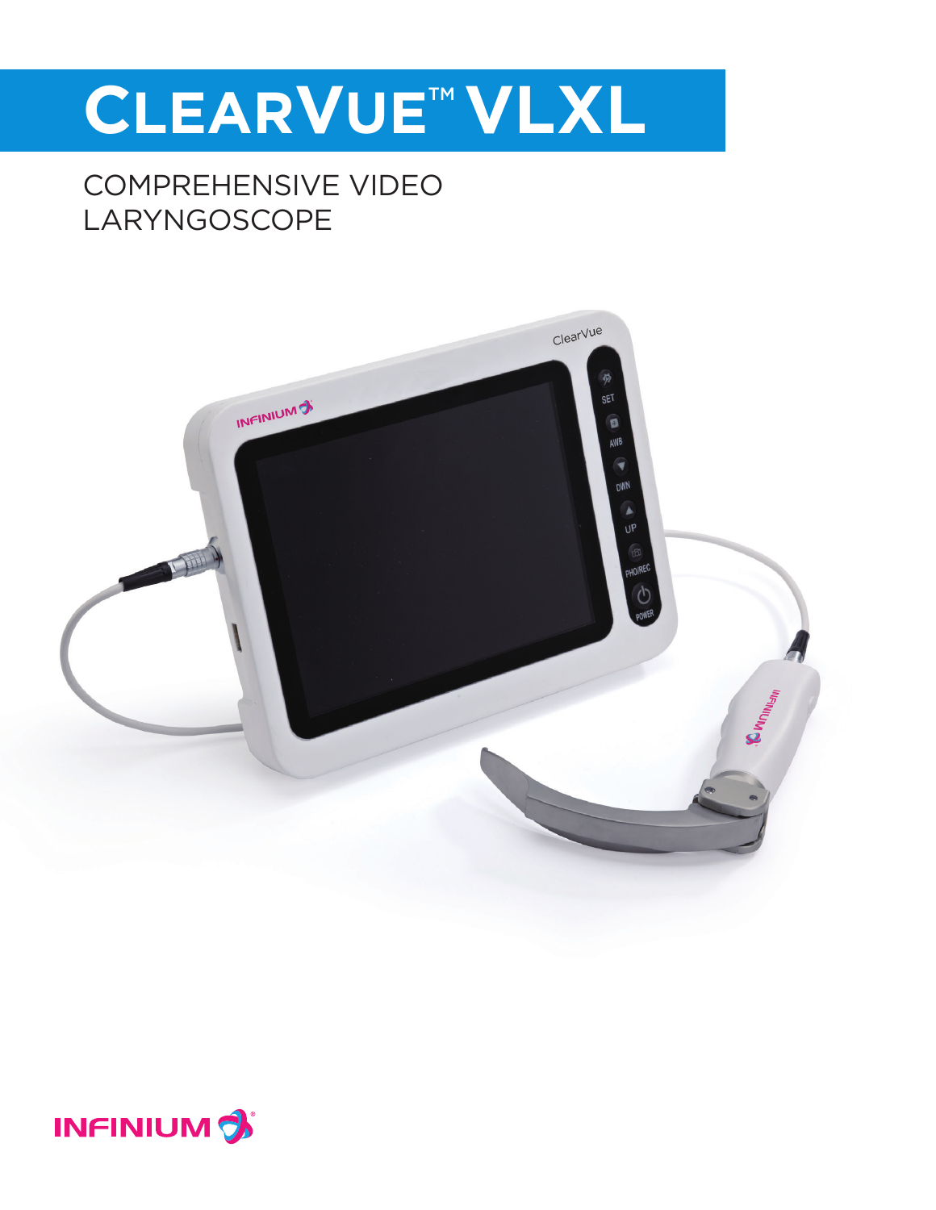# ClearVue™ VLXL

COMPREHENSIVE VIDEO LARYNGOSCOPE

INFINIUM®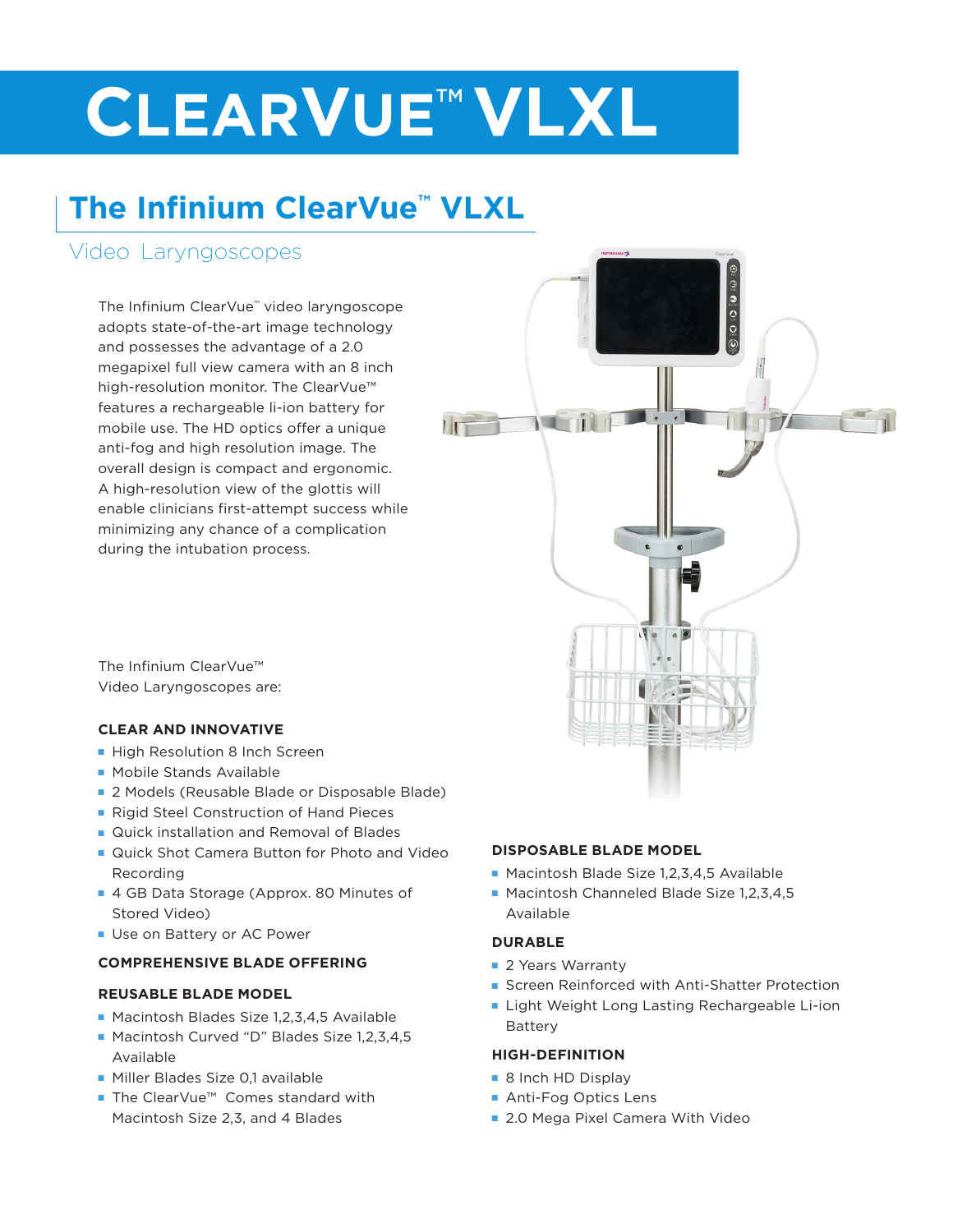# CLEARVUE™ VLXL

## The Infinium ClearVue™ VLXL

### Video Laryngoscopes

The Infinium ClearVue™ video laryngoscope adopts state-of-the-art image technology and possesses the advantage of a 2.0 megapixel full view camera with an 8 inch high-resolution monitor. The ClearVue™ features a rechargeable li-ion battery for mobile use. The HD optics offer a unique anti-fog and high resolution image. The overall design is compact and ergonomic. A high-resolution view of the glottis will enable clinicians first-attempt success while minimizing any chance of a complication during the intubation process.

The Infinium ClearVue™ Video Laryngoscopes are:

#### CLEAR AND INNOVATIVE

- High Resolution 8 Inch Screen
- Mobile Stands Available
- 2 Models (Reusable Blade or Disposable Blade)
- Rigid Steel Construction of Hand Pieces
- Quick installation and Removal of Blades
- Quick Shot Camera Button for Photo and Video Recording
- 4 GB Data Storage (Approx. 80 Minutes of Stored Video)
- Use on Battery or AC Power

#### COMPREHENSIVE BLADE OFFERING

#### REUSABLE BLADE MODEL

- Macintosh Blades Size 1,2,3,4,5 Available
- Macintosh Curved "D" Blades Size 1,2,3,4,5 Available
- Miller Blades Size 0,1 available
- The ClearVue™ Comes standard with Macintosh Size 2,3, and 4 Blades

#### DISPOSABLE BLADE MODEL

- Macintosh Blade Size 1,2,3,4,5 Available
- Macintosh Channeled Blade Size 1,2,3,4,5 Available

#### DURABLE

- 2 Years Warranty
- Screen Reinforced with Anti-Shatter Protection
- Light Weight Long Lasting Rechargeable Li-ion Battery

#### HIGH-DEFINITION

- 8 Inch HD Display
- Anti-Fog Optics Lens
- 2.0 Mega Pixel Camera With Video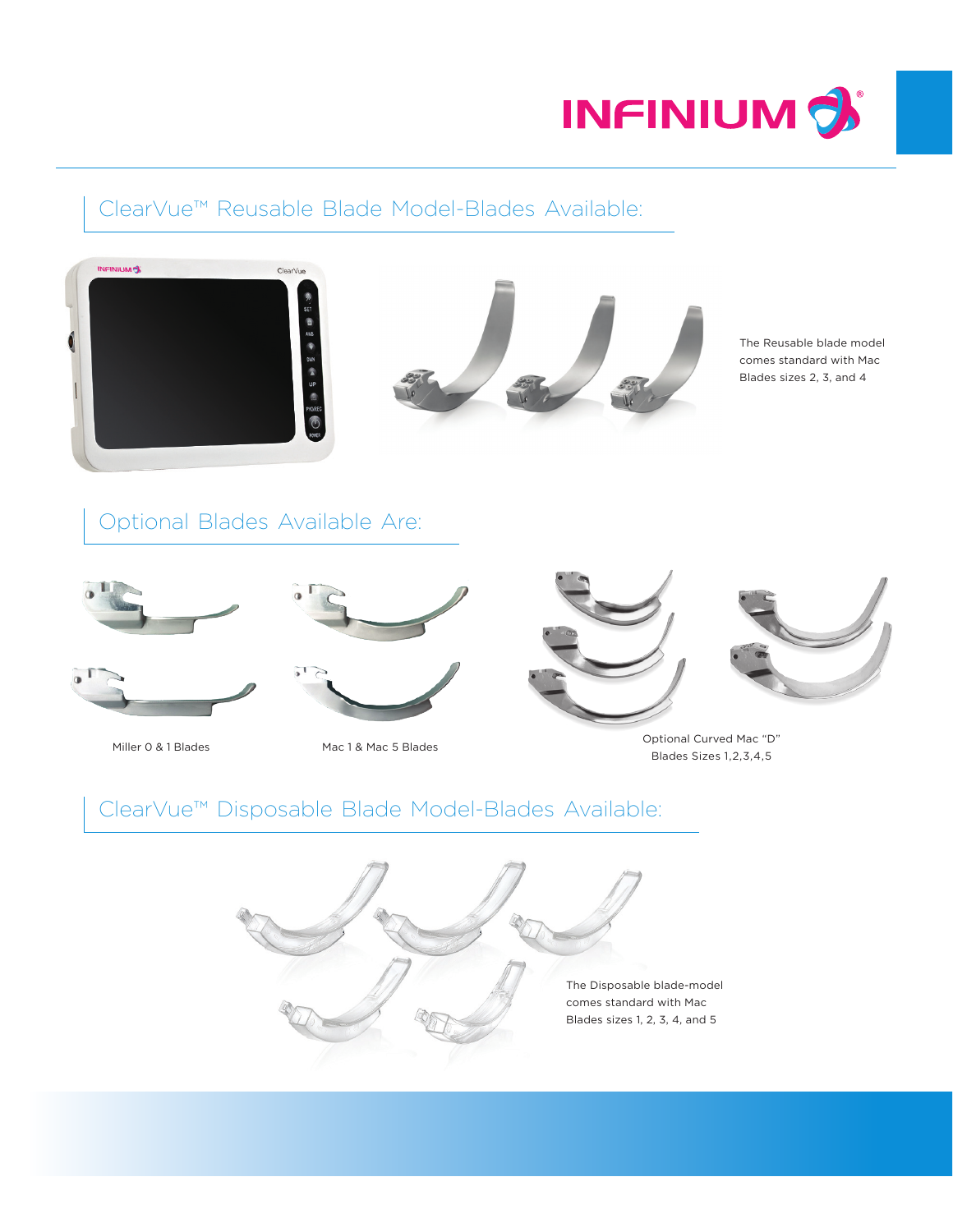# INFINIUM®

## ClearVue™ Reusable Blade Model-Blades Available:

The Reusable blade model comes standard with Mac Blades sizes 2, 3, and 4

## Optional Blades Available Are:

Miller 0 & 1 Blades

Mac 1 & Mac 5 Blades

Optional Curved Mac "D" Blades Sizes 1,2,3,4,5

## ClearVue™ Disposable Blade Model-Blades Available:

The Disposable blade-model comes standard with Mac Blades sizes 1, 2, 3, 4, and 5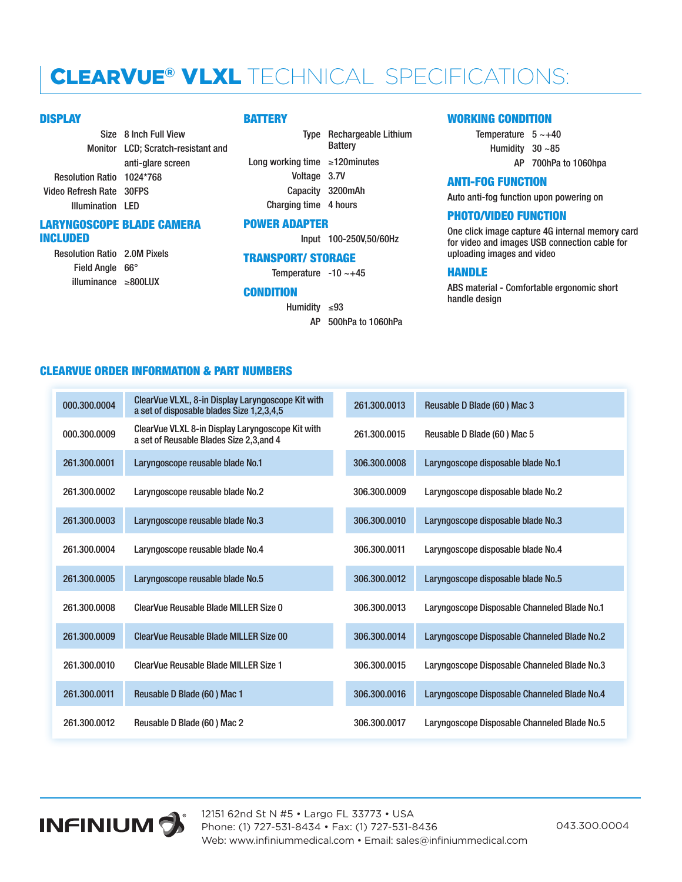# CLEARVUE® VLXL TECHNICAL SPECIFICATIONS:

## DISPLAY

| | |
|---|---|
| Size | 8 Inch Full View |
| Monitor | LCD; Scratch-resistant and anti-glare screen |
| Resolution Ratio | 1024*768 |
| Video Refresh Rate | 30FPS |
| Illumination | LED |

## LARYNGOSCOPE BLADE CAMERA INCLUDED

| | |
|---|---|
| Resolution Ratio | 2.0M Pixels |
| Field Angle | 66° |
| illuminance | ≥800LUX |

## BATTERY

| | |
|---|---|
| Type | Rechargeable Lithium Battery |
| Long working time | ≥120minutes |
| Voltage | 3.7V |
| Capacity | 3200mAh |
| Charging time | 4 hours |

## POWER ADAPTER

| | |
|---|---|
| Input | 100-250V,50/60Hz |

## TRANSPORT/ STORAGE

| | |
|---|---|
| Temperature | -10 ~+45 |

## CONDITION

| | |
|---|---|
| Humidity | ≤93 |
| AP | 500hPa to 1060hPa |

## WORKING CONDITION

| | |
|---|---|
| Temperature | 5 ~+40 |
| Humidity | 30 ~85 |
| AP | 700hPa to 1060hpa |

## ANTI-FOG FUNCTION

Auto anti-fog function upon powering on

## PHOTO/VIDEO FUNCTION

One click image capture 4G internal memory card for video and images USB connection cable for uploading images and video

## HANDLE

ABS material - Comfortable ergonomic short handle design

## CLEARVUE ORDER INFORMATION & PART NUMBERS

| | | | |
|---|---|---|---|
| 000.300.0004 | ClearVue VLXL, 8-in Display Laryngoscope Kit with a set of disposable blades Size 1,2,3,4,5 | 261.300.0013 | Reusable D Blade (60 ) Mac 3 |
| 000.300.0009 | ClearVue VLXL 8-in Display Laryngoscope Kit with a set of Reusable Blades Size 2,3,and 4 | 261.300.0015 | Reusable D Blade (60 ) Mac 5 |
| 261.300.0001 | Laryngoscope reusable blade No.1 | 306.300.0008 | Laryngoscope disposable blade No.1 |
| 261.300.0002 | Laryngoscope reusable blade No.2 | 306.300.0009 | Laryngoscope disposable blade No.2 |
| 261.300.0003 | Laryngoscope reusable blade No.3 | 306.300.0010 | Laryngoscope disposable blade No.3 |
| 261.300.0004 | Laryngoscope reusable blade No.4 | 306.300.0011 | Laryngoscope disposable blade No.4 |
| 261.300.0005 | Laryngoscope reusable blade No.5 | 306.300.0012 | Laryngoscope disposable blade No.5 |
| 261.300.0008 | ClearVue Reusable Blade MILLER Size 0 | 306.300.0013 | Laryngoscope Disposable Channeled Blade No.1 |
| 261.300.0009 | ClearVue Reusable Blade MILLER Size 00 | 306.300.0014 | Laryngoscope Disposable Channeled Blade No.2 |
| 261.300.0010 | ClearVue Reusable Blade MILLER Size 1 | 306.300.0015 | Laryngoscope Disposable Channeled Blade No.3 |
| 261.300.0011 | Reusable D Blade (60 ) Mac 1 | 306.300.0016 | Laryngoscope Disposable Channeled Blade No.4 |
| 261.300.0012 | Reusable D Blade (60 ) Mac 2 | 306.300.0017 | Laryngoscope Disposable Channeled Blade No.5 |

INFINIUM®

12151 62nd St N #5 • Largo FL 33773 • USA
Phone: (1) 727-531-8434 • Fax: (1) 727-531-8436
Web: www.infiniummedical.com • Email: sales@infiniummedical.com

043.300.0004